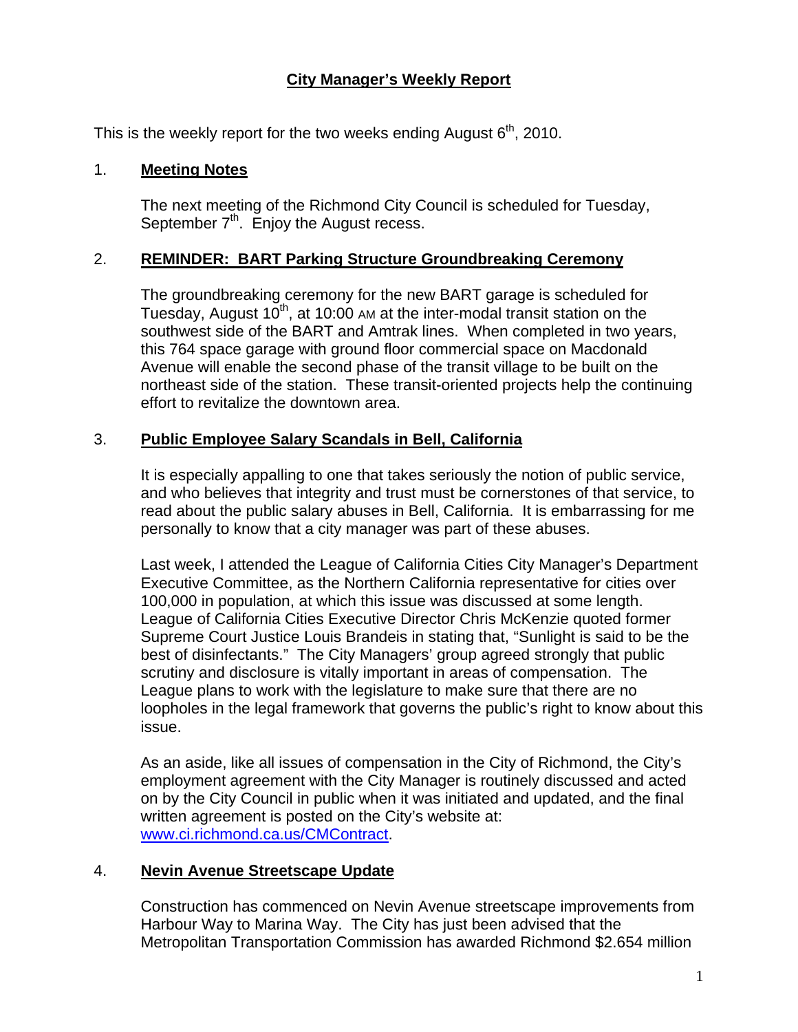# City Manager's Weekly Report

This is the weekly report for the two weeks ending August 6th, 2010.

## 1. Meeting Notes

The next meeting of the Richmond City Council is scheduled for Tuesday, September 7th. Enjoy the August recess.

## 2. REMINDER: BART Parking Structure Groundbreaking Ceremony

The groundbreaking ceremony for the new BART garage is scheduled for Tuesday, August 10th, at 10:00 AM at the inter-modal transit station on the southwest side of the BART and Amtrak lines. When completed in two years, this 764 space garage with ground floor commercial space on Macdonald Avenue will enable the second phase of the transit village to be built on the northeast side of the station. These transit-oriented projects help the continuing effort to revitalize the downtown area.

## 3. Public Employee Salary Scandals in Bell, California

It is especially appalling to one that takes seriously the notion of public service, and who believes that integrity and trust must be cornerstones of that service, to read about the public salary abuses in Bell, California. It is embarrassing for me personally to know that a city manager was part of these abuses.

Last week, I attended the League of California Cities City Manager's Department Executive Committee, as the Northern California representative for cities over 100,000 in population, at which this issue was discussed at some length. League of California Cities Executive Director Chris McKenzie quoted former Supreme Court Justice Louis Brandeis in stating that, "Sunlight is said to be the best of disinfectants." The City Managers' group agreed strongly that public scrutiny and disclosure is vitally important in areas of compensation. The League plans to work with the legislature to make sure that there are no loopholes in the legal framework that governs the public's right to know about this issue.

As an aside, like all issues of compensation in the City of Richmond, the City's employment agreement with the City Manager is routinely discussed and acted on by the City Council in public when it was initiated and updated, and the final written agreement is posted on the City's website at: [www.ci.richmond.ca.us/CMContract](www.ci.richmond.ca.us/CMContract).

## 4. Nevin Avenue Streetscape Update

Construction has commenced on Nevin Avenue streetscape improvements from Harbour Way to Marina Way. The City has just been advised that the Metropolitan Transportation Commission has awarded Richmond $2.654 million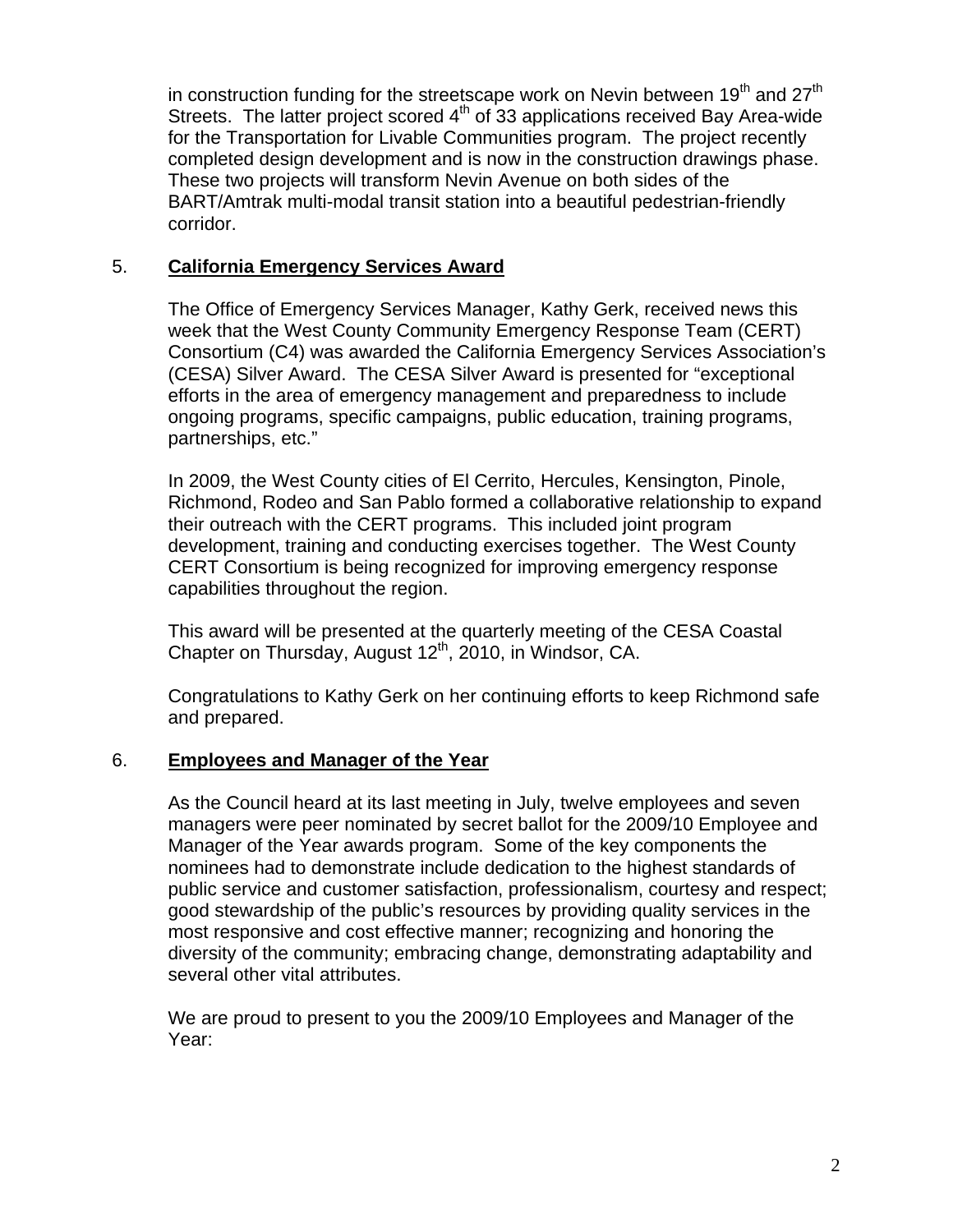in construction funding for the streetscape work on Nevin between 19th and 27th Streets. The latter project scored 4th of 33 applications received Bay Area-wide for the Transportation for Livable Communities program. The project recently completed design development and is now in the construction drawings phase. These two projects will transform Nevin Avenue on both sides of the BART/Amtrak multi-modal transit station into a beautiful pedestrian-friendly corridor.

5. **<u>California Emergency Services Award</u>**

The Office of Emergency Services Manager, Kathy Gerk, received news this week that the West County Community Emergency Response Team (CERT) Consortium (C4) was awarded the California Emergency Services Association's (CESA) Silver Award. The CESA Silver Award is presented for "exceptional efforts in the area of emergency management and preparedness to include ongoing programs, specific campaigns, public education, training programs, partnerships, etc."

In 2009, the West County cities of El Cerrito, Hercules, Kensington, Pinole, Richmond, Rodeo and San Pablo formed a collaborative relationship to expand their outreach with the CERT programs. This included joint program development, training and conducting exercises together. The West County CERT Consortium is being recognized for improving emergency response capabilities throughout the region.

This award will be presented at the quarterly meeting of the CESA Coastal Chapter on Thursday, August 12th, 2010, in Windsor, CA.

Congratulations to Kathy Gerk on her continuing efforts to keep Richmond safe and prepared.

6. **<u>Employees and Manager of the Year</u>**

As the Council heard at its last meeting in July, twelve employees and seven managers were peer nominated by secret ballot for the 2009/10 Employee and Manager of the Year awards program. Some of the key components the nominees had to demonstrate include dedication to the highest standards of public service and customer satisfaction, professionalism, courtesy and respect; good stewardship of the public's resources by providing quality services in the most responsive and cost effective manner; recognizing and honoring the diversity of the community; embracing change, demonstrating adaptability and several other vital attributes.

We are proud to present to you the 2009/10 Employees and Manager of the Year: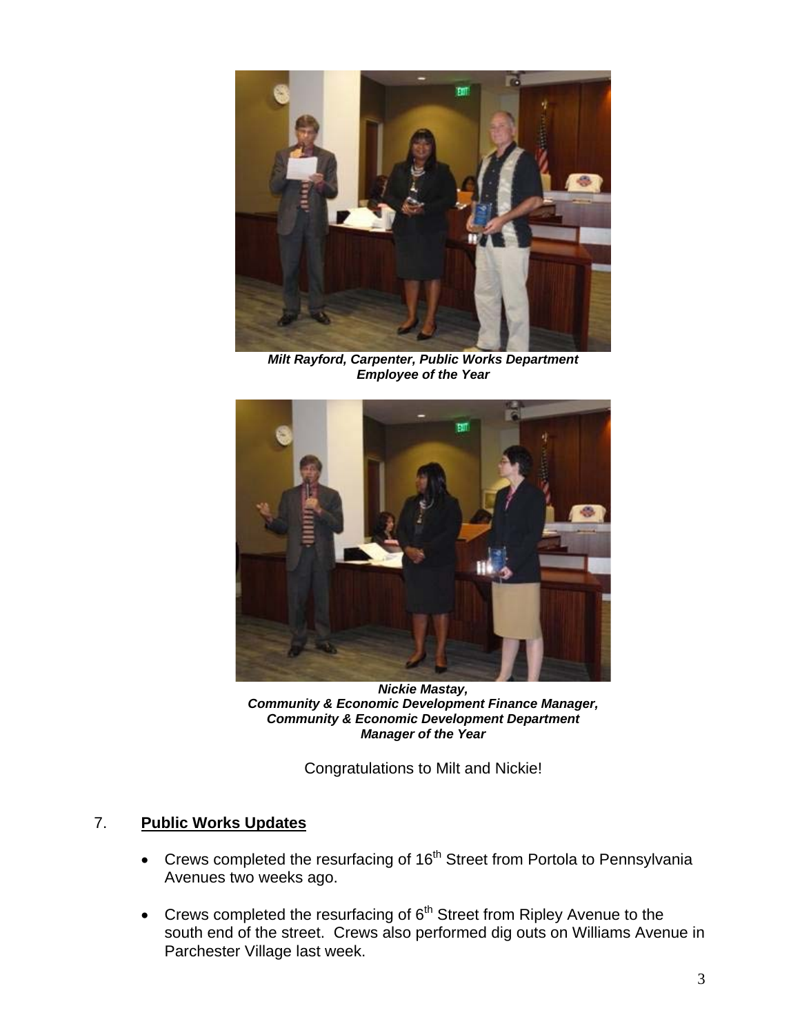***Milt Rayford, Carpenter, Public Works Department***
***Employee of the Year***

***Nickie Mastay,***
***Community & Economic Development Finance Manager,***
***Community & Economic Development Department***
***Manager of the Year***

Congratulations to Milt and Nickie!

## 7. **Public Works Updates**

- Crews completed the resurfacing of 16th Street from Portola to Pennsylvania Avenues two weeks ago.
- Crews completed the resurfacing of 6th Street from Ripley Avenue to the south end of the street. Crews also performed dig outs on Williams Avenue in Parchester Village last week.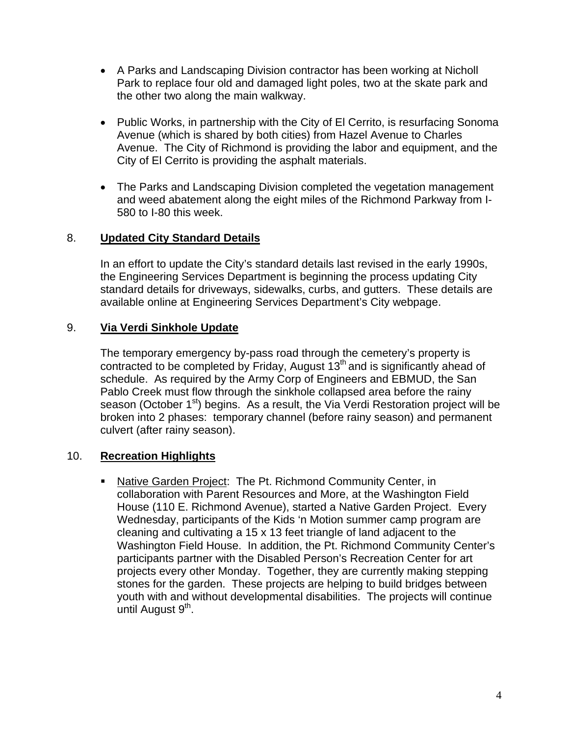- A Parks and Landscaping Division contractor has been working at Nicholl Park to replace four old and damaged light poles, two at the skate park and the other two along the main walkway.

- Public Works, in partnership with the City of El Cerrito, is resurfacing Sonoma Avenue (which is shared by both cities) from Hazel Avenue to Charles Avenue. The City of Richmond is providing the labor and equipment, and the City of El Cerrito is providing the asphalt materials.

- The Parks and Landscaping Division completed the vegetation management and weed abatement along the eight miles of the Richmond Parkway from I-580 to I-80 this week.

8. **Updated City Standard Details**

In an effort to update the City's standard details last revised in the early 1990s, the Engineering Services Department is beginning the process updating City standard details for driveways, sidewalks, curbs, and gutters. These details are available online at Engineering Services Department's City webpage.

9. **Via Verdi Sinkhole Update**

The temporary emergency by-pass road through the cemetery's property is contracted to be completed by Friday, August 13th and is significantly ahead of schedule. As required by the Army Corp of Engineers and EBMUD, the San Pablo Creek must flow through the sinkhole collapsed area before the rainy season (October 1st) begins. As a result, the Via Verdi Restoration project will be broken into 2 phases: temporary channel (before rainy season) and permanent culvert (after rainy season).

10. **Recreation Highlights**

- Native Garden Project: The Pt. Richmond Community Center, in collaboration with Parent Resources and More, at the Washington Field House (110 E. Richmond Avenue), started a Native Garden Project. Every Wednesday, participants of the Kids 'n Motion summer camp program are cleaning and cultivating a 15 x 13 feet triangle of land adjacent to the Washington Field House. In addition, the Pt. Richmond Community Center's participants partner with the Disabled Person's Recreation Center for art projects every other Monday. Together, they are currently making stepping stones for the garden. These projects are helping to build bridges between youth with and without developmental disabilities. The projects will continue until August 9th.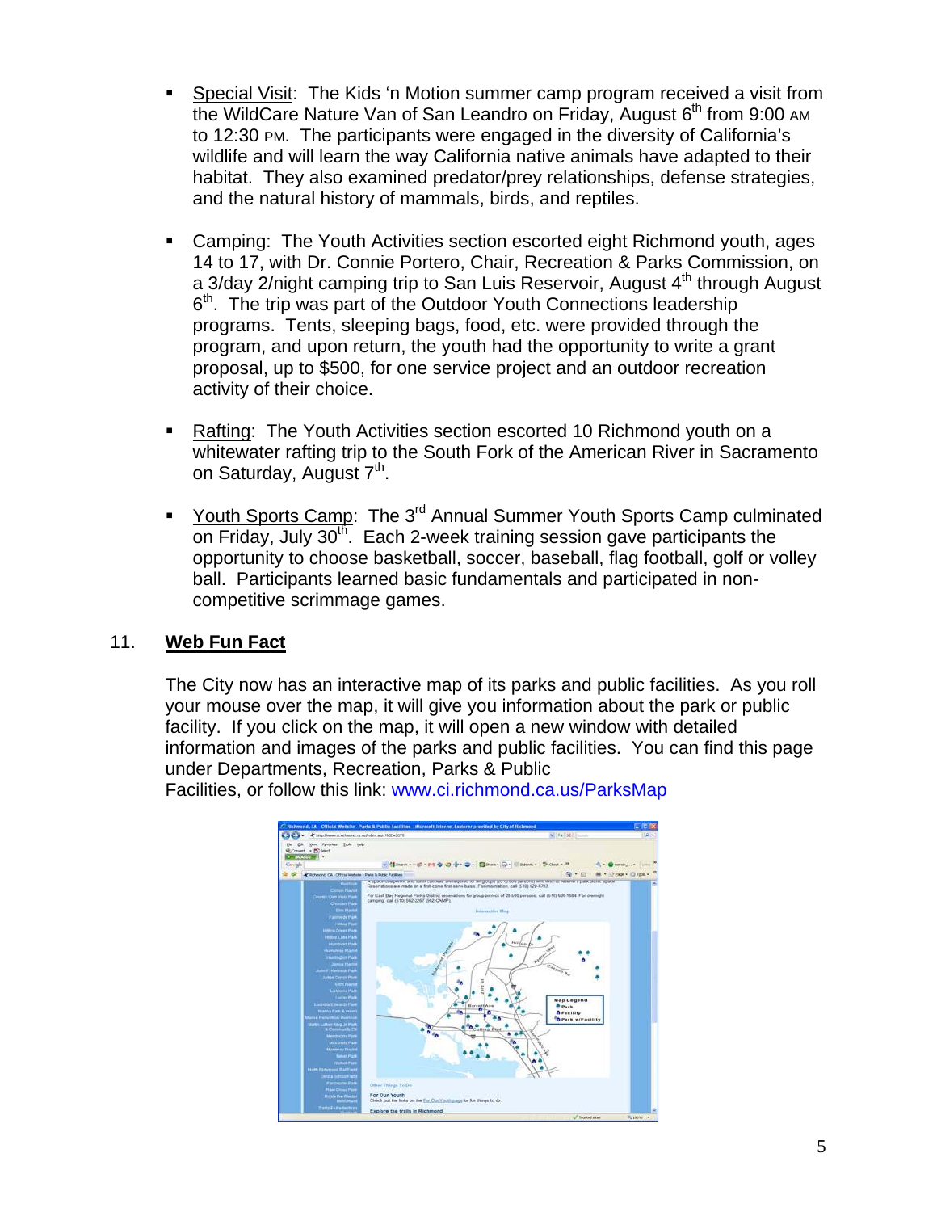- Special Visit: The Kids 'n Motion summer camp program received a visit from the WildCare Nature Van of San Leandro on Friday, August 6th from 9:00 AM to 12:30 PM. The participants were engaged in the diversity of California's wildlife and will learn the way California native animals have adapted to their habitat. They also examined predator/prey relationships, defense strategies, and the natural history of mammals, birds, and reptiles.

- Camping: The Youth Activities section escorted eight Richmond youth, ages 14 to 17, with Dr. Connie Portero, Chair, Recreation & Parks Commission, on a 3/day 2/night camping trip to San Luis Reservoir, August 4th through August 6th. The trip was part of the Outdoor Youth Connections leadership programs. Tents, sleeping bags, food, etc. were provided through the program, and upon return, the youth had the opportunity to write a grant proposal, up to $500, for one service project and an outdoor recreation activity of their choice.

- Rafting: The Youth Activities section escorted 10 Richmond youth on a whitewater rafting trip to the South Fork of the American River in Sacramento on Saturday, August 7th.

- Youth Sports Camp: The 3rd Annual Summer Youth Sports Camp culminated on Friday, July 30th. Each 2-week training session gave participants the opportunity to choose basketball, soccer, baseball, flag football, golf or volley ball. Participants learned basic fundamentals and participated in non-competitive scrimmage games.

## 11. Web Fun Fact

The City now has an interactive map of its parks and public facilities. As you roll your mouse over the map, it will give you information about the park or public facility. If you click on the map, it will open a new window with detailed information and images of the parks and public facilities. You can find this page under Departments, Recreation, Parks & Public Facilities, or follow this link: www.ci.richmond.ca.us/ParksMap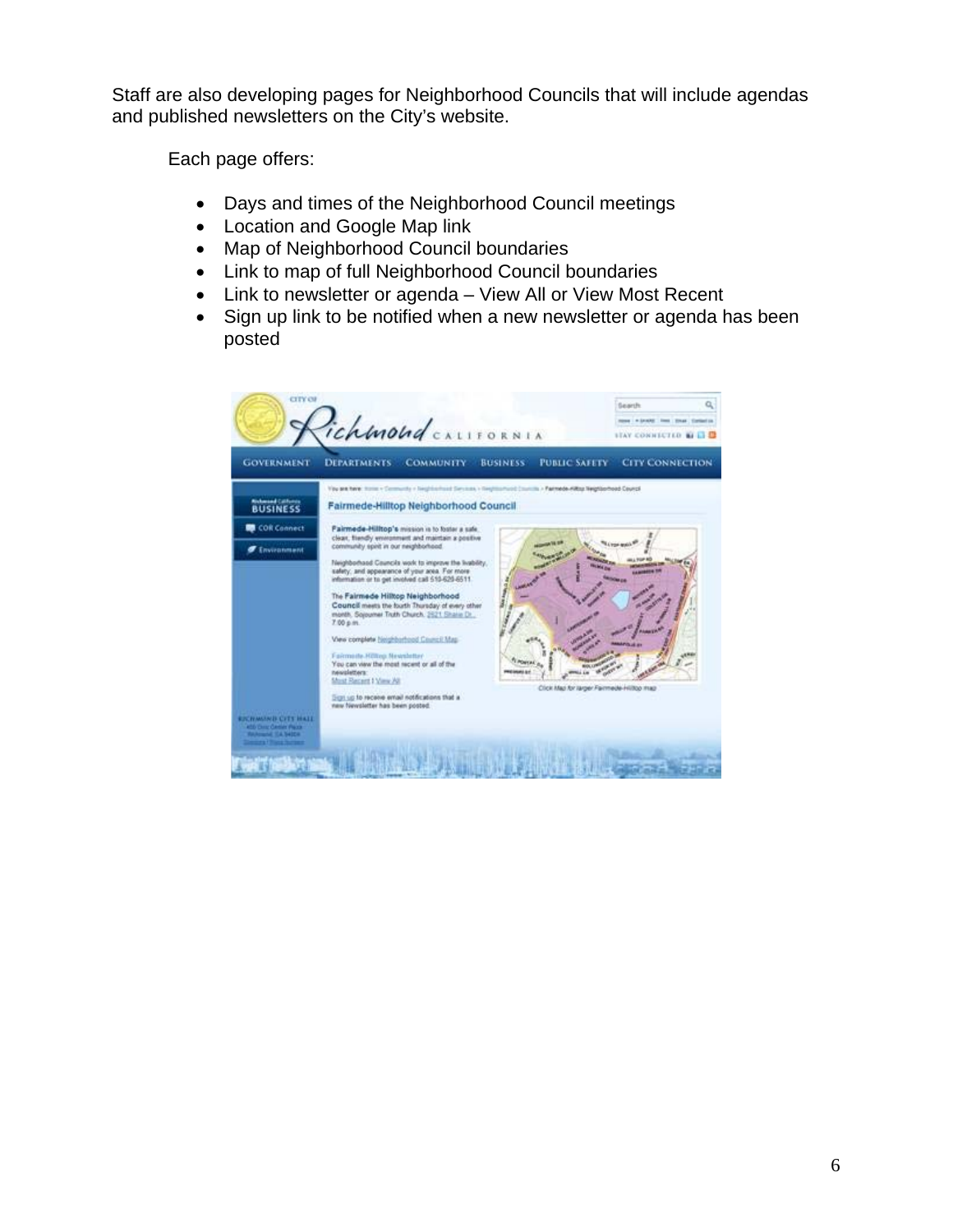Staff are also developing pages for Neighborhood Councils that will include agendas and published newsletters on the City's website.

Each page offers:

- Days and times of the Neighborhood Council meetings
- Location and Google Map link
- Map of Neighborhood Council boundaries
- Link to map of full Neighborhood Council boundaries
- Link to newsletter or agenda – View All or View Most Recent
- Sign up link to be notified when a new newsletter or agenda has been posted